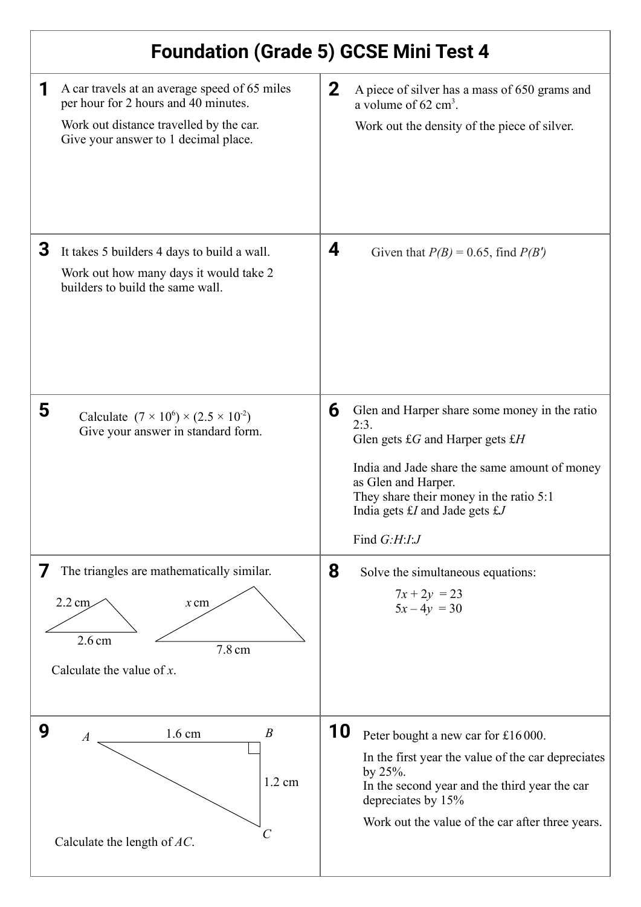# Foundation (Grade 5) GCSE Mini Test 4

**1** A car travels at an average speed of 65 miles per hour for 2 hours and 40 minutes.

Work out distance travelled by the car.
Give your answer to 1 decimal place.

**2** A piece of silver has a mass of 650 grams and a volume of 62 $cm^3$.

Work out the density of the piece of silver.

**3** It takes 5 builders 4 days to build a wall.

Work out how many days it would take 2 builders to build the same wall.

**4** Given that $P(B) = 0.65$, find $P(B')$

**5** Calculate $(7 \times 10^6) \times (2.5 \times 10^{-2})$
Give your answer in standard form.

**6** Glen and Harper share some money in the ratio 2:3.
Glen gets £$G$ and Harper gets £$H$

India and Jade share the same amount of money as Glen and Harper.
They share their money in the ratio 5:1
India gets £$I$ and Jade gets £$J$

Find $G$:$H$:$I$:$J$

**7** The triangles are mathematically similar.

2.2 cm, 2.6 cm; $x$ cm, 7.8 cm

Calculate the value of $x$.

**8** Solve the simultaneous equations:

$$7x + 2y = 23$$
$$5x - 4y = 30$$

**9** $A$, $B$, $C$; $AB$ = 1.6 cm, $BC$ = 1.2 cm

Calculate the length of $AC$.

**10** Peter bought a new car for £16 000.

In the first year the value of the car depreciates by 25%.
In the second year and the third year the car depreciates by 15%

Work out the value of the car after three years.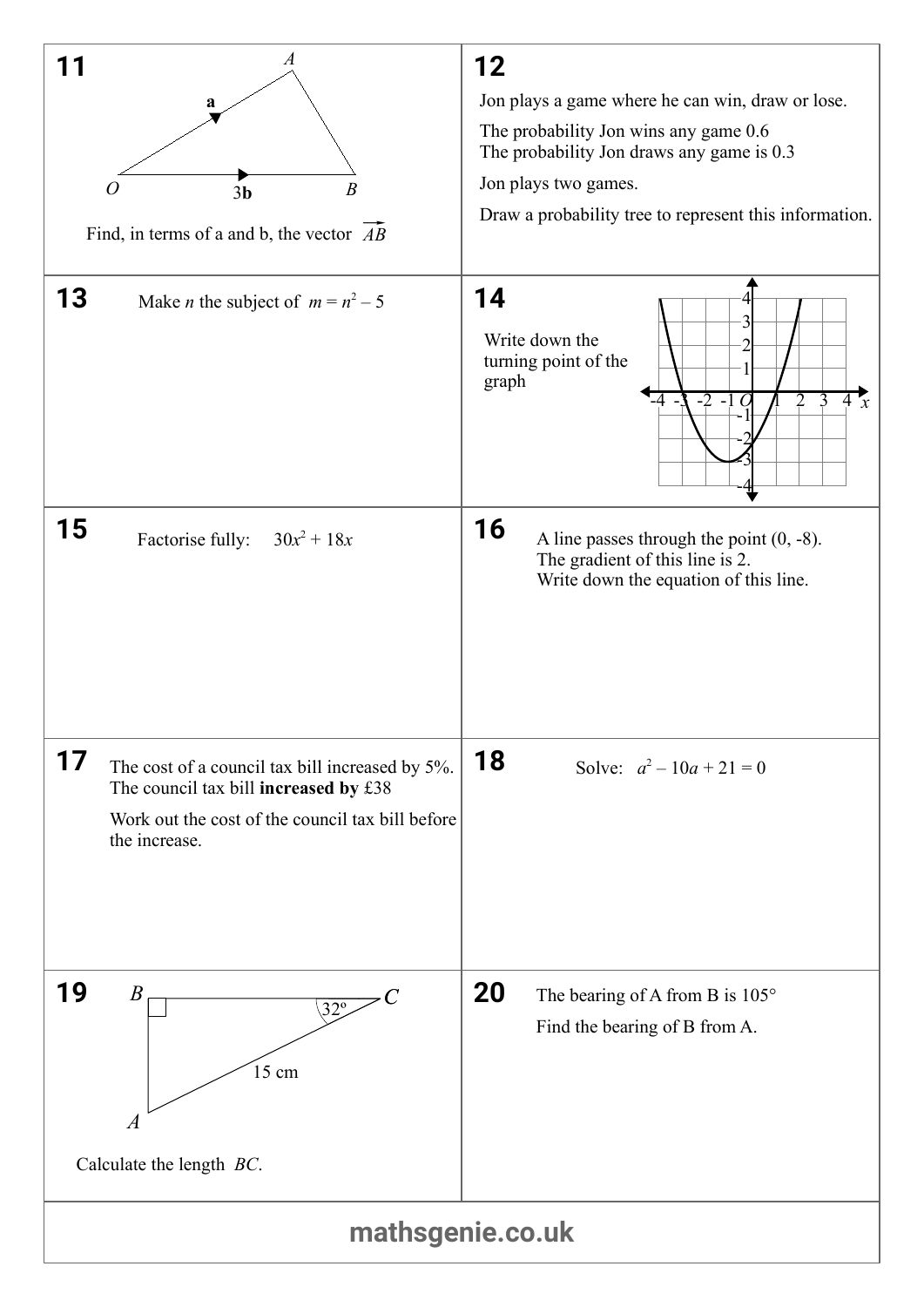## 11

A

a

O

3**b**

B

Find, in terms of a and b, the vector $\overrightarrow{AB}$

## 12

Jon plays a game where he can win, draw or lose.

The probability Jon wins any game 0.6
The probability Jon draws any game is 0.3

Jon plays two games.

Draw a probability tree to represent this information.

## 13

Make $n$ the subject of $m = n^2 - 5$

## 14

Write down the turning point of the graph

4
3
2
1
-4 -3 -2 -1 O 1 2 3 4 x
-1
-2
-3
-4

## 15

Factorise fully: $30x^2 + 18x$

## 16

A line passes through the point (0, -8).
The gradient of this line is 2.
Write down the equation of this line.

## 17

The cost of a council tax bill increased by 5%.
The council tax bill **increased by** £38

Work out the cost of the council tax bill before the increase.

## 18

Solve: $a^2 - 10a + 21 = 0$

## 19

B

C

32º

15 cm

A

Calculate the length $BC$.

## 20

The bearing of A from B is 105°

Find the bearing of B from A.

**mathsgenie.co.uk**